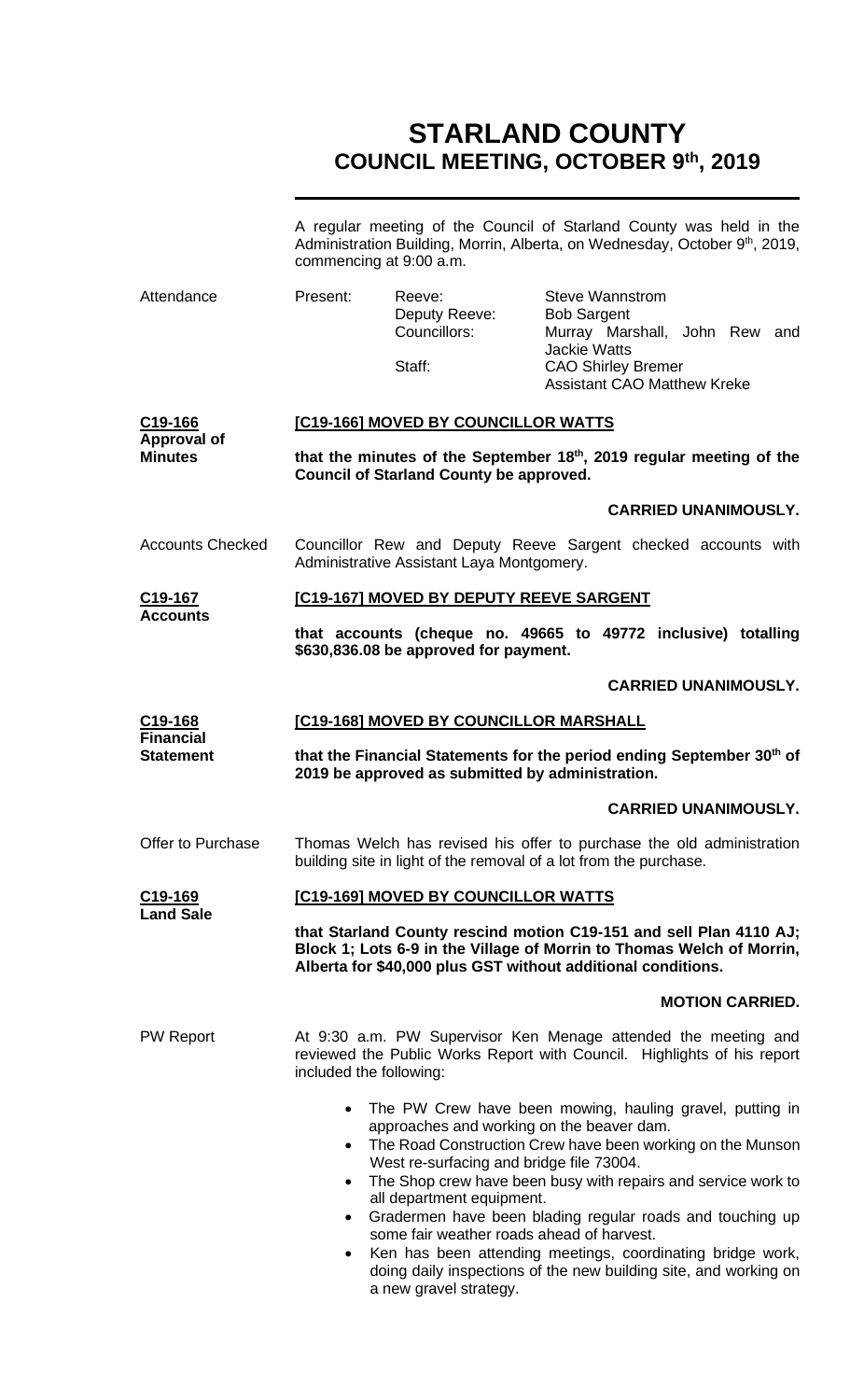# STARLAND COUNTY
## COUNCIL MEETING, OCTOBER 9th, 2019

A regular meeting of the Council of Starland County was held in the Administration Building, Morrin, Alberta, on Wednesday, October 9th, 2019, commencing at 9:00 a.m.

**Attendance**

Present:

- Reeve: Steve Wannstrom
- Deputy Reeve: Bob Sargent
- Councillors: Murray Marshall, John Rew and Jackie Watts
- Staff: CAO Shirley Bremer, Assistant CAO Matthew Kreke

**C19-166 Approval of Minutes**

**[C19-166] MOVED BY COUNCILLOR WATTS**

**that the minutes of the September 18th, 2019 regular meeting of the Council of Starland County be approved.**

**CARRIED UNANIMOUSLY.**

**Accounts Checked**

Councillor Rew and Deputy Reeve Sargent checked accounts with Administrative Assistant Laya Montgomery.

**C19-167 Accounts**

**[C19-167] MOVED BY DEPUTY REEVE SARGENT**

**that accounts (cheque no. 49665 to 49772 inclusive) totalling $630,836.08 be approved for payment.**

**CARRIED UNANIMOUSLY.**

**C19-168 Financial Statement**

**[C19-168] MOVED BY COUNCILLOR MARSHALL**

**that the Financial Statements for the period ending September 30th of 2019 be approved as submitted by administration.**

**CARRIED UNANIMOUSLY.**

**Offer to Purchase**

Thomas Welch has revised his offer to purchase the old administration building site in light of the removal of a lot from the purchase.

**C19-169 Land Sale**

**[C19-169] MOVED BY COUNCILLOR WATTS**

**that Starland County rescind motion C19-151 and sell Plan 4110 AJ; Block 1; Lots 6-9 in the Village of Morrin to Thomas Welch of Morrin, Alberta for $40,000 plus GST without additional conditions.**

**MOTION CARRIED.**

**PW Report**

At 9:30 a.m. PW Supervisor Ken Menage attended the meeting and reviewed the Public Works Report with Council. Highlights of his report included the following:

- The PW Crew have been mowing, hauling gravel, putting in approaches and working on the beaver dam.
- The Road Construction Crew have been working on the Munson West re-surfacing and bridge file 73004.
- The Shop crew have been busy with repairs and service work to all department equipment.
- Gradermen have been blading regular roads and touching up some fair weather roads ahead of harvest.
- Ken has been attending meetings, coordinating bridge work, doing daily inspections of the new building site, and working on a new gravel strategy.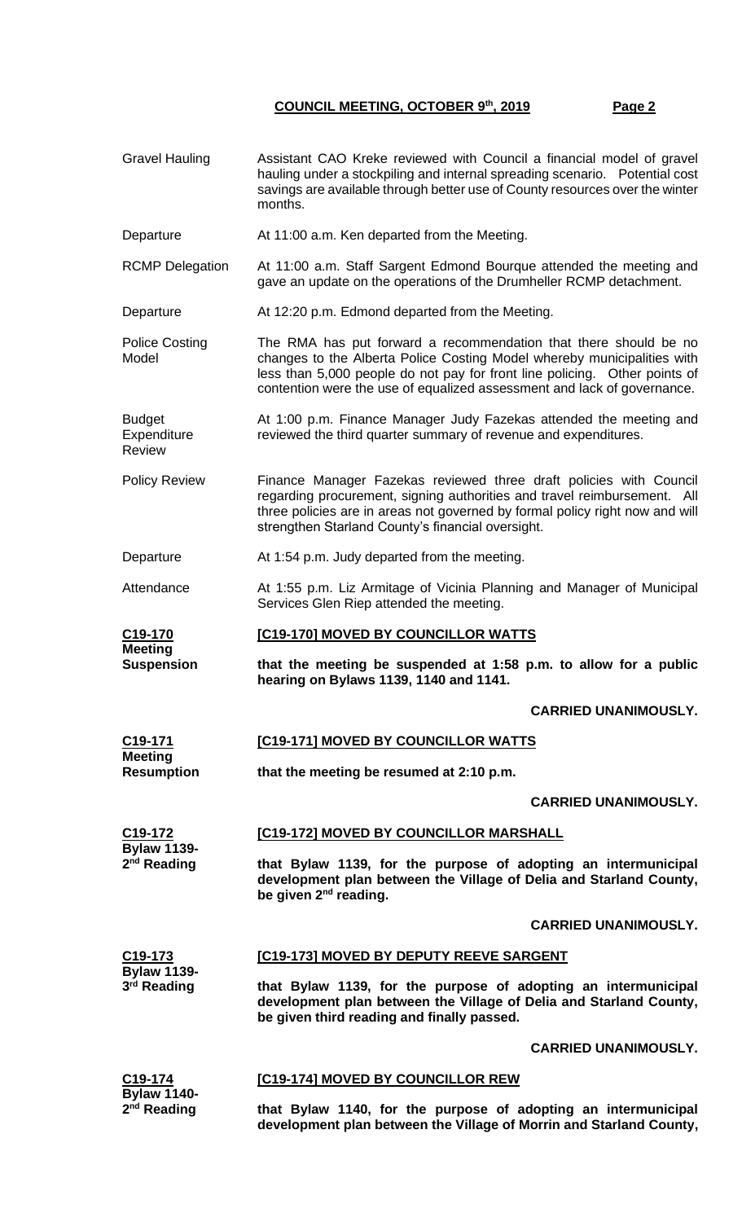**COUNCIL MEETING, OCTOBER 9th, 2019**

| | |
|---|---|
| Gravel Hauling | Assistant CAO Kreke reviewed with Council a financial model of gravel hauling under a stockpiling and internal spreading scenario. Potential cost savings are available through better use of County resources over the winter months. |
| Departure | At 11:00 a.m. Ken departed from the Meeting. |
| RCMP Delegation | At 11:00 a.m. Staff Sargent Edmond Bourque attended the meeting and gave an update on the operations of the Drumheller RCMP detachment. |
| Departure | At 12:20 p.m. Edmond departed from the Meeting. |
| Police Costing Model | The RMA has put forward a recommendation that there should be no changes to the Alberta Police Costing Model whereby municipalities with less than 5,000 people do not pay for front line policing. Other points of contention were the use of equalized assessment and lack of governance. |
| Budget Expenditure Review | At 1:00 p.m. Finance Manager Judy Fazekas attended the meeting and reviewed the third quarter summary of revenue and expenditures. |
| Policy Review | Finance Manager Fazekas reviewed three draft policies with Council regarding procurement, signing authorities and travel reimbursement. All three policies are in areas not governed by formal policy right now and will strengthen Starland County's financial oversight. |
| Departure | At 1:54 p.m. Judy departed from the meeting. |
| Attendance | At 1:55 p.m. Liz Armitage of Vicinia Planning and Manager of Municipal Services Glen Riep attended the meeting. |

**C19-170**
**Meeting Suspension**

**[C19-170] MOVED BY COUNCILLOR WATTS**

**that the meeting be suspended at 1:58 p.m. to allow for a public hearing on Bylaws 1139, 1140 and 1141.**

**CARRIED UNANIMOUSLY.**

**C19-171**
**Meeting Resumption**

**[C19-171] MOVED BY COUNCILLOR WATTS**

**that the meeting be resumed at 2:10 p.m.**

**CARRIED UNANIMOUSLY.**

**C19-172**
**Bylaw 1139- 2nd Reading**

**[C19-172] MOVED BY COUNCILLOR MARSHALL**

**that Bylaw 1139, for the purpose of adopting an intermunicipal development plan between the Village of Delia and Starland County, be given 2nd reading.**

**CARRIED UNANIMOUSLY.**

**C19-173**
**Bylaw 1139- 3rd Reading**

**[C19-173] MOVED BY DEPUTY REEVE SARGENT**

**that Bylaw 1139, for the purpose of adopting an intermunicipal development plan between the Village of Delia and Starland County, be given third reading and finally passed.**

**CARRIED UNANIMOUSLY.**

**C19-174**
**Bylaw 1140- 2nd Reading**

**[C19-174] MOVED BY COUNCILLOR REW**

**that Bylaw 1140, for the purpose of adopting an intermunicipal development plan between the Village of Morrin and Starland County,**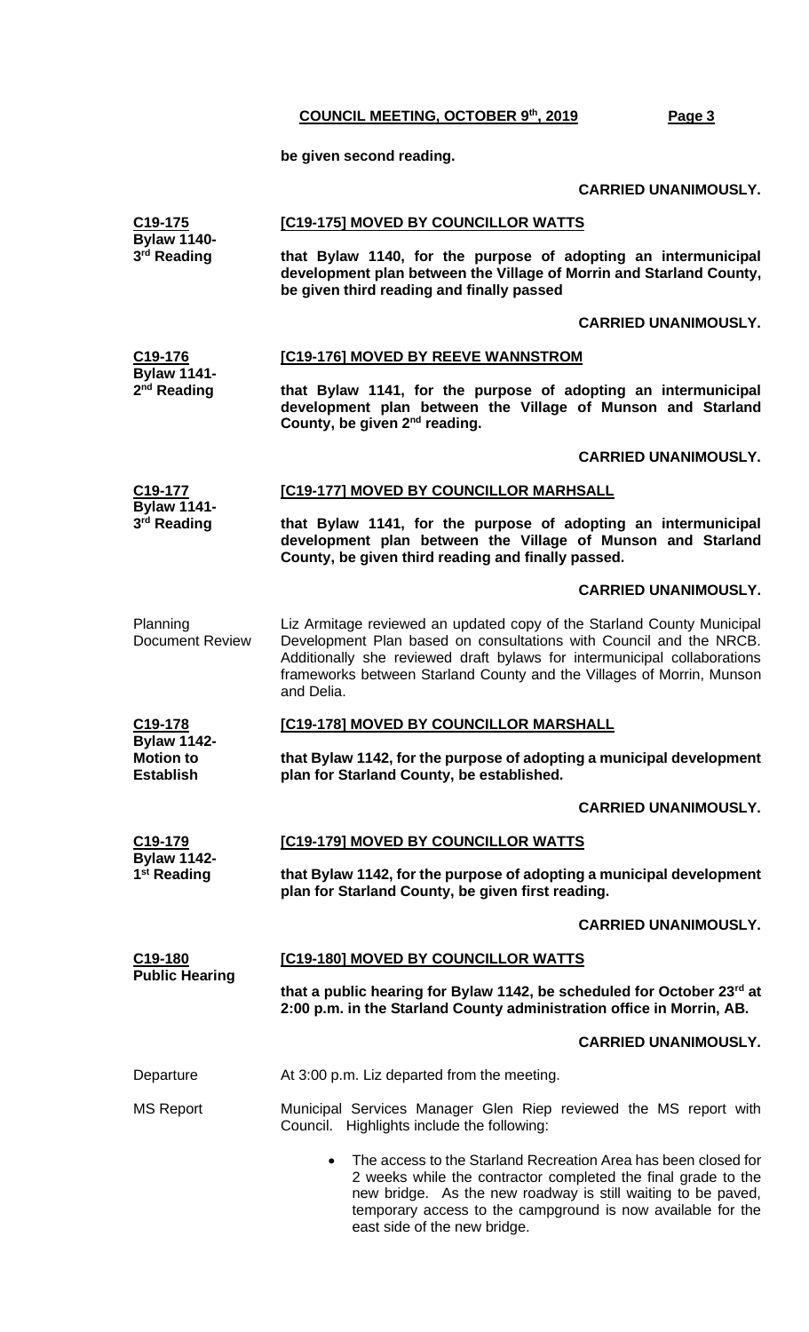**be given second reading.**

**CARRIED UNANIMOUSLY.**

**C19-175**
**Bylaw 1140- 3rd Reading**

**[C19-175] MOVED BY COUNCILLOR WATTS**

**that Bylaw 1140, for the purpose of adopting an intermunicipal development plan between the Village of Morrin and Starland County, be given third reading and finally passed**

**CARRIED UNANIMOUSLY.**

**C19-176**
**Bylaw 1141- 2nd Reading**

**[C19-176] MOVED BY REEVE WANNSTROM**

**that Bylaw 1141, for the purpose of adopting an intermunicipal development plan between the Village of Munson and Starland County, be given 2nd reading.**

**CARRIED UNANIMOUSLY.**

**C19-177**
**Bylaw 1141- 3rd Reading**

**[C19-177] MOVED BY COUNCILLOR MARHSALL**

**that Bylaw 1141, for the purpose of adopting an intermunicipal development plan between the Village of Munson and Starland County, be given third reading and finally passed.**

**CARRIED UNANIMOUSLY.**

Planning Document Review

Liz Armitage reviewed an updated copy of the Starland County Municipal Development Plan based on consultations with Council and the NRCB. Additionally she reviewed draft bylaws for intermunicipal collaborations frameworks between Starland County and the Villages of Morrin, Munson and Delia.

**C19-178**
**Bylaw 1142- Motion to Establish**

**[C19-178] MOVED BY COUNCILLOR MARSHALL**

**that Bylaw 1142, for the purpose of adopting a municipal development plan for Starland County, be established.**

**CARRIED UNANIMOUSLY.**

**C19-179**
**Bylaw 1142- 1st Reading**

**[C19-179] MOVED BY COUNCILLOR WATTS**

**that Bylaw 1142, for the purpose of adopting a municipal development plan for Starland County, be given first reading.**

**CARRIED UNANIMOUSLY.**

**C19-180**
**Public Hearing**

**[C19-180] MOVED BY COUNCILLOR WATTS**

**that a public hearing for Bylaw 1142, be scheduled for October 23rd at 2:00 p.m. in the Starland County administration office in Morrin, AB.**

**CARRIED UNANIMOUSLY.**

Departure

At 3:00 p.m. Liz departed from the meeting.

MS Report

Municipal Services Manager Glen Riep reviewed the MS report with Council. Highlights include the following:

- The access to the Starland Recreation Area has been closed for 2 weeks while the contractor completed the final grade to the new bridge. As the new roadway is still waiting to be paved, temporary access to the campground is now available for the east side of the new bridge.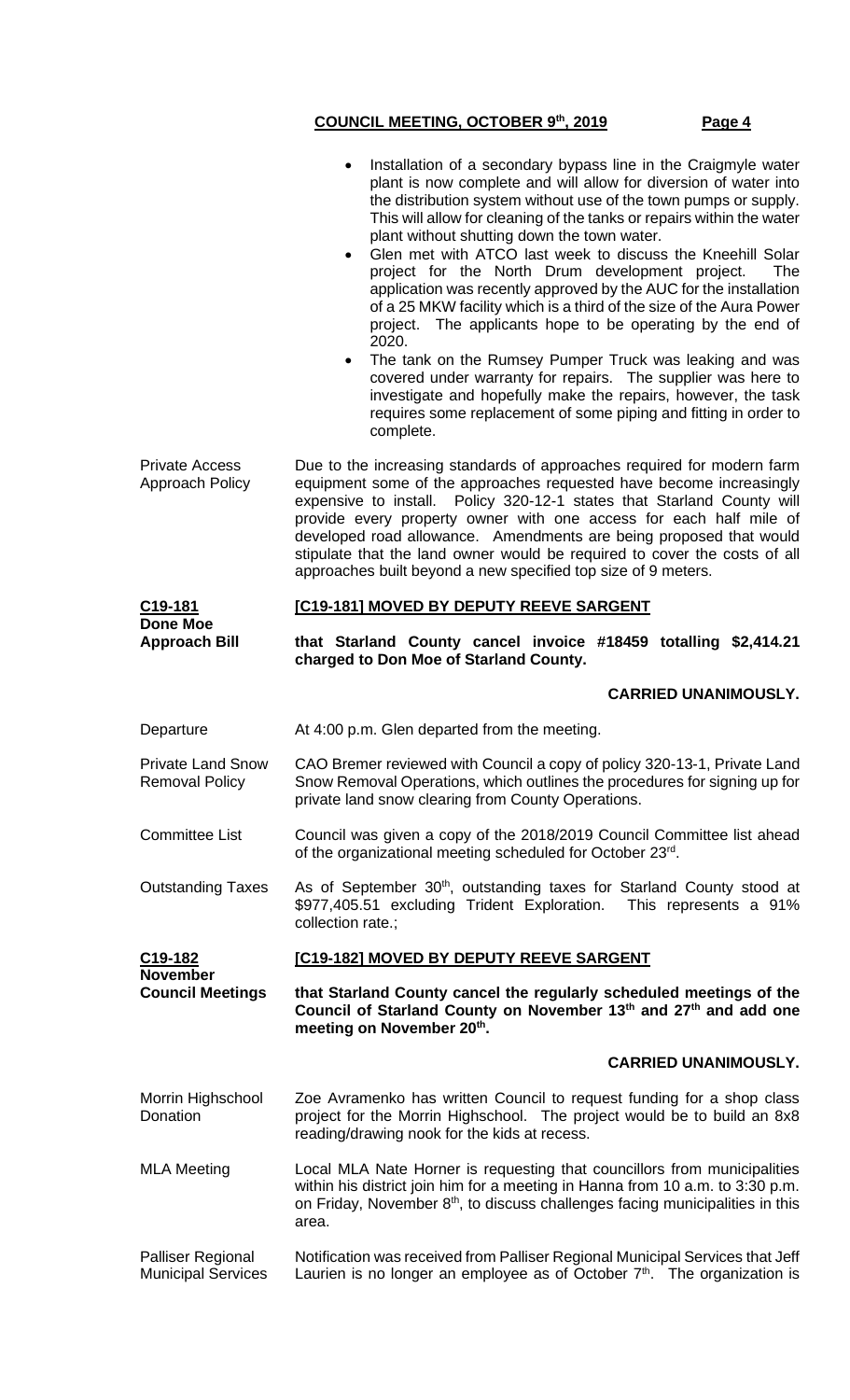- Installation of a secondary bypass line in the Craigmyle water plant is now complete and will allow for diversion of water into the distribution system without use of the town pumps or supply. This will allow for cleaning of the tanks or repairs within the water plant without shutting down the town water.
- Glen met with ATCO last week to discuss the Kneehill Solar project for the North Drum development project. The application was recently approved by the AUC for the installation of a 25 MKW facility which is a third of the size of the Aura Power project. The applicants hope to be operating by the end of 2020.
- The tank on the Rumsey Pumper Truck was leaking and was covered under warranty for repairs. The supplier was here to investigate and hopefully make the repairs, however, the task requires some replacement of some piping and fitting in order to complete.

**Private Access Approach Policy**

Due to the increasing standards of approaches required for modern farm equipment some of the approaches requested have become increasingly expensive to install. Policy 320-12-1 states that Starland County will provide every property owner with one access for each half mile of developed road allowance. Amendments are being proposed that would stipulate that the land owner would be required to cover the costs of all approaches built beyond a new specified top size of 9 meters.

**C19-181**
**Done Moe Approach Bill**

**[C19-181] MOVED BY DEPUTY REEVE SARGENT**

**that Starland County cancel invoice #18459 totalling $2,414.21 charged to Don Moe of Starland County.**

**CARRIED UNANIMOUSLY.**

**Departure**

At 4:00 p.m. Glen departed from the meeting.

**Private Land Snow Removal Policy**

CAO Bremer reviewed with Council a copy of policy 320-13-1, Private Land Snow Removal Operations, which outlines the procedures for signing up for private land snow clearing from County Operations.

**Committee List**

Council was given a copy of the 2018/2019 Council Committee list ahead of the organizational meeting scheduled for October 23rd.

**Outstanding Taxes**

As of September 30th, outstanding taxes for Starland County stood at $977,405.51 excluding Trident Exploration. This represents a 91% collection rate.;

**C19-182**
**November Council Meetings**

**[C19-182] MOVED BY DEPUTY REEVE SARGENT**

**that Starland County cancel the regularly scheduled meetings of the Council of Starland County on November 13th and 27th and add one meeting on November 20th.**

**CARRIED UNANIMOUSLY.**

**Morrin Highschool Donation**

Zoe Avramenko has written Council to request funding for a shop class project for the Morrin Highschool. The project would be to build an 8x8 reading/drawing nook for the kids at recess.

**MLA Meeting**

Local MLA Nate Horner is requesting that councillors from municipalities within his district join him for a meeting in Hanna from 10 a.m. to 3:30 p.m. on Friday, November 8th, to discuss challenges facing municipalities in this area.

**Palliser Regional Municipal Services**

Notification was received from Palliser Regional Municipal Services that Jeff Laurien is no longer an employee as of October 7th. The organization is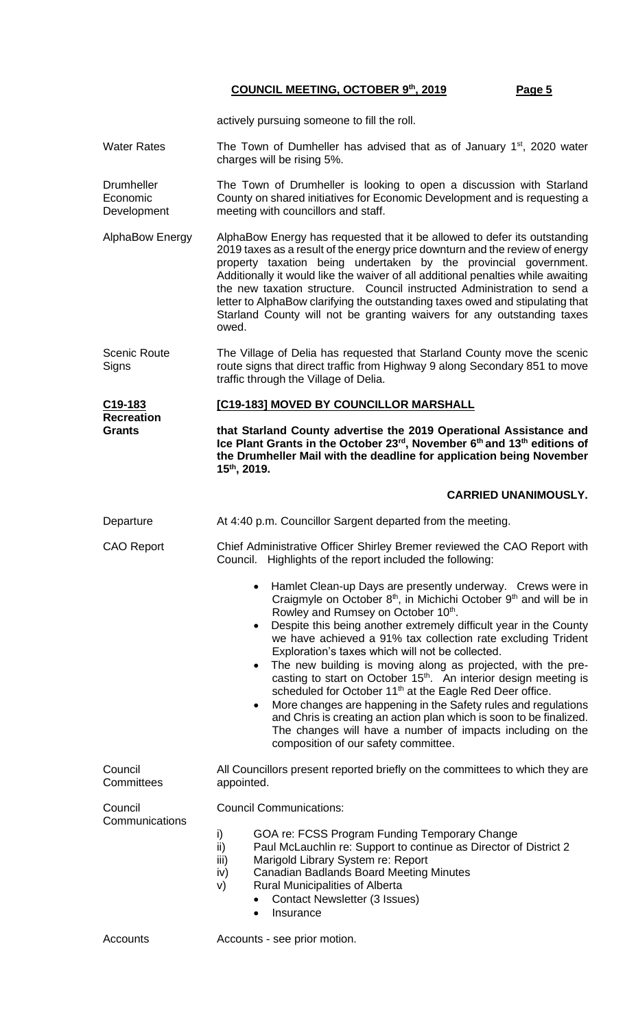actively pursuing someone to fill the roll.

**Water Rates** — The Town of Dumheller has advised that as of January 1st, 2020 water charges will be rising 5%.

**Drumheller Economic Development** — The Town of Drumheller is looking to open a discussion with Starland County on shared initiatives for Economic Development and is requesting a meeting with councillors and staff.

**AlphaBow Energy** — AlphaBow Energy has requested that it be allowed to defer its outstanding 2019 taxes as a result of the energy price downturn and the review of energy property taxation being undertaken by the provincial government. Additionally it would like the waiver of all additional penalties while awaiting the new taxation structure. Council instructed Administration to send a letter to AlphaBow clarifying the outstanding taxes owed and stipulating that Starland County will not be granting waivers for any outstanding taxes owed.

**Scenic Route Signs** — The Village of Delia has requested that Starland County move the scenic route signs that direct traffic from Highway 9 along Secondary 851 to move traffic through the Village of Delia.

**C19-183 Recreation Grants**

**[C19-183] MOVED BY COUNCILLOR MARSHALL**

**that Starland County advertise the 2019 Operational Assistance and Ice Plant Grants in the October 23rd, November 6th and 13th editions of the Drumheller Mail with the deadline for application being November 15th, 2019.**

**CARRIED UNANIMOUSLY.**

**Departure** — At 4:40 p.m. Councillor Sargent departed from the meeting.

**CAO Report** — Chief Administrative Officer Shirley Bremer reviewed the CAO Report with Council. Highlights of the report included the following:

- Hamlet Clean-up Days are presently underway. Crews were in Craigmyle on October 8th, in Michichi October 9th and will be in Rowley and Rumsey on October 10th.
- Despite this being another extremely difficult year in the County we have achieved a 91% tax collection rate excluding Trident Exploration's taxes which will not be collected.
- The new building is moving along as projected, with the pre-casting to start on October 15th. An interior design meeting is scheduled for October 11th at the Eagle Red Deer office.
- More changes are happening in the Safety rules and regulations and Chris is creating an action plan which is soon to be finalized. The changes will have a number of impacts including on the composition of our safety committee.

**Council Committees** — All Councillors present reported briefly on the committees to which they are appointed.

**Council Communications** — Council Communications:

i) GOA re: FCSS Program Funding Temporary Change
ii) Paul McLauchlin re: Support to continue as Director of District 2
iii) Marigold Library System re: Report
iv) Canadian Badlands Board Meeting Minutes
v) Rural Municipalities of Alberta
   - Contact Newsletter (3 Issues)
   - Insurance

**Accounts** — Accounts - see prior motion.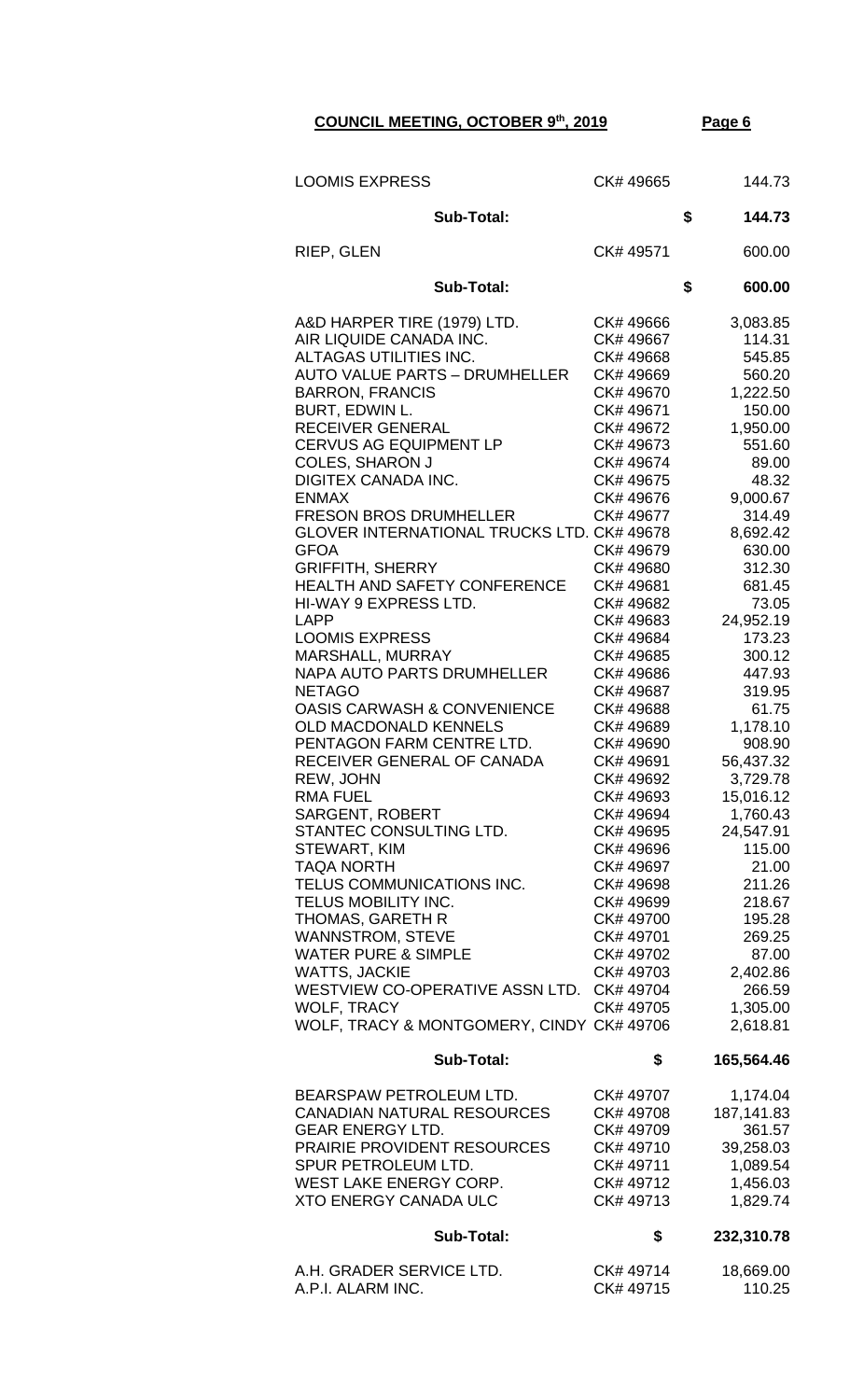**COUNCIL MEETING, OCTOBER 9th, 2019**

| | | |
|---|---|---|
| LOOMIS EXPRESS | CK# 49665 | 144.73 |
| **Sub-Total:** | | **$ 144.73** |
| RIEP, GLEN | CK# 49571 | 600.00 |
| **Sub-Total:** | | **$ 600.00** |
| A&D HARPER TIRE (1979) LTD. | CK# 49666 | 3,083.85 |
| AIR LIQUIDE CANADA INC. | CK# 49667 | 114.31 |
| ALTAGAS UTILITIES INC. | CK# 49668 | 545.85 |
| AUTO VALUE PARTS – DRUMHELLER | CK# 49669 | 560.20 |
| BARRON, FRANCIS | CK# 49670 | 1,222.50 |
| BURT, EDWIN L. | CK# 49671 | 150.00 |
| RECEIVER GENERAL | CK# 49672 | 1,950.00 |
| CERVUS AG EQUIPMENT LP | CK# 49673 | 551.60 |
| COLES, SHARON J | CK# 49674 | 89.00 |
| DIGITEX CANADA INC. | CK# 49675 | 48.32 |
| ENMAX | CK# 49676 | 9,000.67 |
| FRESON BROS DRUMHELLER | CK# 49677 | 314.49 |
| GLOVER INTERNATIONAL TRUCKS LTD. | CK# 49678 | 8,692.42 |
| GFOA | CK# 49679 | 630.00 |
| GRIFFITH, SHERRY | CK# 49680 | 312.30 |
| HEALTH AND SAFETY CONFERENCE | CK# 49681 | 681.45 |
| HI-WAY 9 EXPRESS LTD. | CK# 49682 | 73.05 |
| LAPP | CK# 49683 | 24,952.19 |
| LOOMIS EXPRESS | CK# 49684 | 173.23 |
| MARSHALL, MURRAY | CK# 49685 | 300.12 |
| NAPA AUTO PARTS DRUMHELLER | CK# 49686 | 447.93 |
| NETAGO | CK# 49687 | 319.95 |
| OASIS CARWASH & CONVENIENCE | CK# 49688 | 61.75 |
| OLD MACDONALD KENNELS | CK# 49689 | 1,178.10 |
| PENTAGON FARM CENTRE LTD. | CK# 49690 | 908.90 |
| RECEIVER GENERAL OF CANADA | CK# 49691 | 56,437.32 |
| REW, JOHN | CK# 49692 | 3,729.78 |
| RMA FUEL | CK# 49693 | 15,016.12 |
| SARGENT, ROBERT | CK# 49694 | 1,760.43 |
| STANTEC CONSULTING LTD. | CK# 49695 | 24,547.91 |
| STEWART, KIM | CK# 49696 | 115.00 |
| TAQA NORTH | CK# 49697 | 21.00 |
| TELUS COMMUNICATIONS INC. | CK# 49698 | 211.26 |
| TELUS MOBILITY INC. | CK# 49699 | 218.67 |
| THOMAS, GARETH R | CK# 49700 | 195.28 |
| WANNSTROM, STEVE | CK# 49701 | 269.25 |
| WATER PURE & SIMPLE | CK# 49702 | 87.00 |
| WATTS, JACKIE | CK# 49703 | 2,402.86 |
| WESTVIEW CO-OPERATIVE ASSN LTD. | CK# 49704 | 266.59 |
| WOLF, TRACY | CK# 49705 | 1,305.00 |
| WOLF, TRACY & MONTGOMERY, CINDY | CK# 49706 | 2,618.81 |
| **Sub-Total:** | **$** | **165,564.46** |
| BEARSPAW PETROLEUM LTD. | CK# 49707 | 1,174.04 |
| CANADIAN NATURAL RESOURCES | CK# 49708 | 187,141.83 |
| GEAR ENERGY LTD. | CK# 49709 | 361.57 |
| PRAIRIE PROVIDENT RESOURCES | CK# 49710 | 39,258.03 |
| SPUR PETROLEUM LTD. | CK# 49711 | 1,089.54 |
| WEST LAKE ENERGY CORP. | CK# 49712 | 1,456.03 |
| XTO ENERGY CANADA ULC | CK# 49713 | 1,829.74 |
| **Sub-Total:** | **$** | **232,310.78** |
| A.H. GRADER SERVICE LTD. | CK# 49714 | 18,669.00 |
| A.P.I. ALARM INC. | CK# 49715 | 110.25 |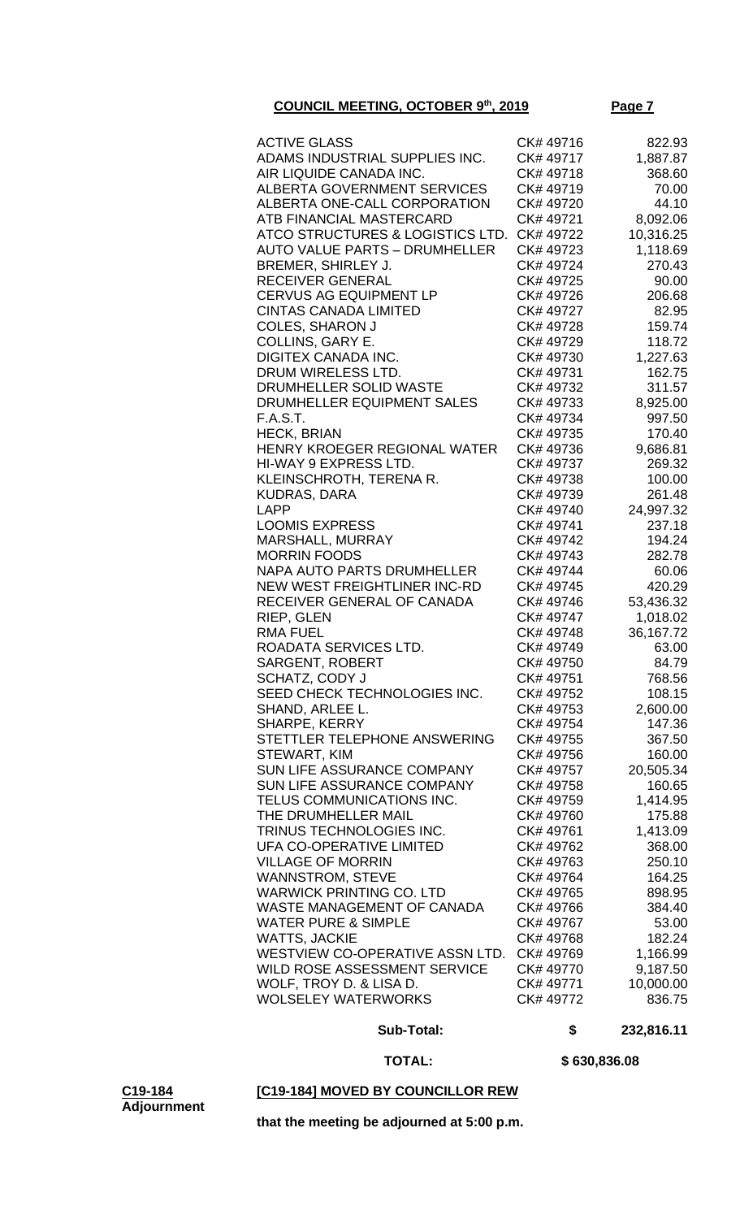**COUNCIL MEETING, OCTOBER 9th, 2019**

| Payee | Cheque # | Amount |
|---|---|---|
| ACTIVE GLASS | CK# 49716 | 822.93 |
| ADAMS INDUSTRIAL SUPPLIES INC. | CK# 49717 | 1,887.87 |
| AIR LIQUIDE CANADA INC. | CK# 49718 | 368.60 |
| ALBERTA GOVERNMENT SERVICES | CK# 49719 | 70.00 |
| ALBERTA ONE-CALL CORPORATION | CK# 49720 | 44.10 |
| ATB FINANCIAL MASTERCARD | CK# 49721 | 8,092.06 |
| ATCO STRUCTURES & LOGISTICS LTD. | CK# 49722 | 10,316.25 |
| AUTO VALUE PARTS – DRUMHELLER | CK# 49723 | 1,118.69 |
| BREMER, SHIRLEY J. | CK# 49724 | 270.43 |
| RECEIVER GENERAL | CK# 49725 | 90.00 |
| CERVUS AG EQUIPMENT LP | CK# 49726 | 206.68 |
| CINTAS CANADA LIMITED | CK# 49727 | 82.95 |
| COLES, SHARON J | CK# 49728 | 159.74 |
| COLLINS, GARY E. | CK# 49729 | 118.72 |
| DIGITEX CANADA INC. | CK# 49730 | 1,227.63 |
| DRUM WIRELESS LTD. | CK# 49731 | 162.75 |
| DRUMHELLER SOLID WASTE | CK# 49732 | 311.57 |
| DRUMHELLER EQUIPMENT SALES | CK# 49733 | 8,925.00 |
| F.A.S.T. | CK# 49734 | 997.50 |
| HECK, BRIAN | CK# 49735 | 170.40 |
| HENRY KROEGER REGIONAL WATER | CK# 49736 | 9,686.81 |
| HI-WAY 9 EXPRESS LTD. | CK# 49737 | 269.32 |
| KLEINSCHROTH, TERENA R. | CK# 49738 | 100.00 |
| KUDRAS, DARA | CK# 49739 | 261.48 |
| LAPP | CK# 49740 | 24,997.32 |
| LOOMIS EXPRESS | CK# 49741 | 237.18 |
| MARSHALL, MURRAY | CK# 49742 | 194.24 |
| MORRIN FOODS | CK# 49743 | 282.78 |
| NAPA AUTO PARTS DRUMHELLER | CK# 49744 | 60.06 |
| NEW WEST FREIGHTLINER INC-RD | CK# 49745 | 420.29 |
| RECEIVER GENERAL OF CANADA | CK# 49746 | 53,436.32 |
| RIEP, GLEN | CK# 49747 | 1,018.02 |
| RMA FUEL | CK# 49748 | 36,167.72 |
| ROADATA SERVICES LTD. | CK# 49749 | 63.00 |
| SARGENT, ROBERT | CK# 49750 | 84.79 |
| SCHATZ, CODY J | CK# 49751 | 768.56 |
| SEED CHECK TECHNOLOGIES INC. | CK# 49752 | 108.15 |
| SHAND, ARLEE L. | CK# 49753 | 2,600.00 |
| SHARPE, KERRY | CK# 49754 | 147.36 |
| STETTLER TELEPHONE ANSWERING | CK# 49755 | 367.50 |
| STEWART, KIM | CK# 49756 | 160.00 |
| SUN LIFE ASSURANCE COMPANY | CK# 49757 | 20,505.34 |
| SUN LIFE ASSURANCE COMPANY | CK# 49758 | 160.65 |
| TELUS COMMUNICATIONS INC. | CK# 49759 | 1,414.95 |
| THE DRUMHELLER MAIL | CK# 49760 | 175.88 |
| TRINUS TECHNOLOGIES INC. | CK# 49761 | 1,413.09 |
| UFA CO-OPERATIVE LIMITED | CK# 49762 | 368.00 |
| VILLAGE OF MORRIN | CK# 49763 | 250.10 |
| WANNSTROM, STEVE | CK# 49764 | 164.25 |
| WARWICK PRINTING CO. LTD | CK# 49765 | 898.95 |
| WASTE MANAGEMENT OF CANADA | CK# 49766 | 384.40 |
| WATER PURE & SIMPLE | CK# 49767 | 53.00 |
| WATTS, JACKIE | CK# 49768 | 182.24 |
| WESTVIEW CO-OPERATIVE ASSN LTD. | CK# 49769 | 1,166.99 |
| WILD ROSE ASSESSMENT SERVICE | CK# 49770 | 9,187.50 |
| WOLF, TROY D. & LISA D. | CK# 49771 | 10,000.00 |
| WOLSELEY WATERWORKS | CK# 49772 | 836.75 |
| **Sub-Total:** | **$** | **232,816.11** |
| **TOTAL:** | | **$ 630,836.08** |

**C19-184**
**Adjournment**

**[C19-184] MOVED BY COUNCILLOR REW**

**that the meeting be adjourned at 5:00 p.m.**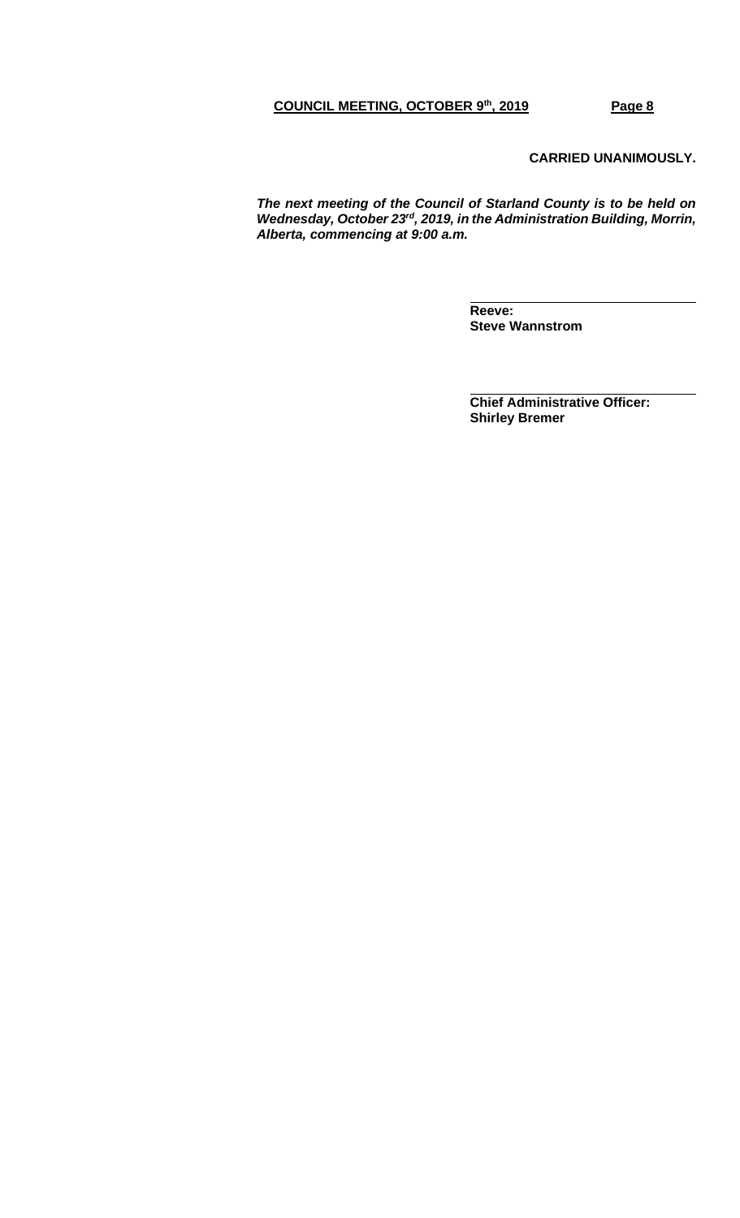**CARRIED UNANIMOUSLY.**

***The next meeting of the Council of Starland County is to be held on Wednesday, October 23rd, 2019, in the Administration Building, Morrin, Alberta, commencing at 9:00 a.m.***

______________________________
**Reeve:**
**Steve Wannstrom**

______________________________
**Chief Administrative Officer:**
**Shirley Bremer**